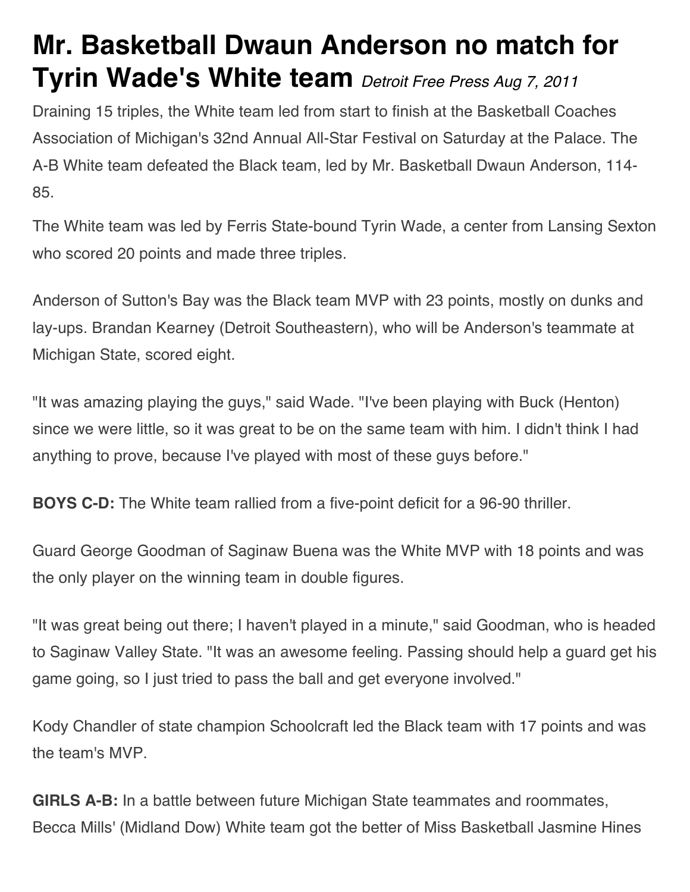# Mr. Basketball Dwaun Anderson no match for Tyrin Wade's White team *Detroit Free Press Aug 7, 2011*

Draining 15 triples, the White team led from start to finish at the Basketball Coaches Association of Michigan's 32nd Annual All-Star Festival on Saturday at the Palace. The A-B White team defeated the Black team, led by Mr. Basketball Dwaun Anderson, 114-85.

The White team was led by Ferris State-bound Tyrin Wade, a center from Lansing Sexton who scored 20 points and made three triples.

Anderson of Sutton's Bay was the Black team MVP with 23 points, mostly on dunks and lay-ups. Brandan Kearney (Detroit Southeastern), who will be Anderson's teammate at Michigan State, scored eight.

"It was amazing playing the guys," said Wade. "I've been playing with Buck (Henton) since we were little, so it was great to be on the same team with him. I didn't think I had anything to prove, because I've played with most of these guys before."

**BOYS C-D:** The White team rallied from a five-point deficit for a 96-90 thriller.

Guard George Goodman of Saginaw Buena was the White MVP with 18 points and was the only player on the winning team in double figures.

"It was great being out there; I haven't played in a minute," said Goodman, who is headed to Saginaw Valley State. "It was an awesome feeling. Passing should help a guard get his game going, so I just tried to pass the ball and get everyone involved."

Kody Chandler of state champion Schoolcraft led the Black team with 17 points and was the team's MVP.

**GIRLS A-B:** In a battle between future Michigan State teammates and roommates, Becca Mills' (Midland Dow) White team got the better of Miss Basketball Jasmine Hines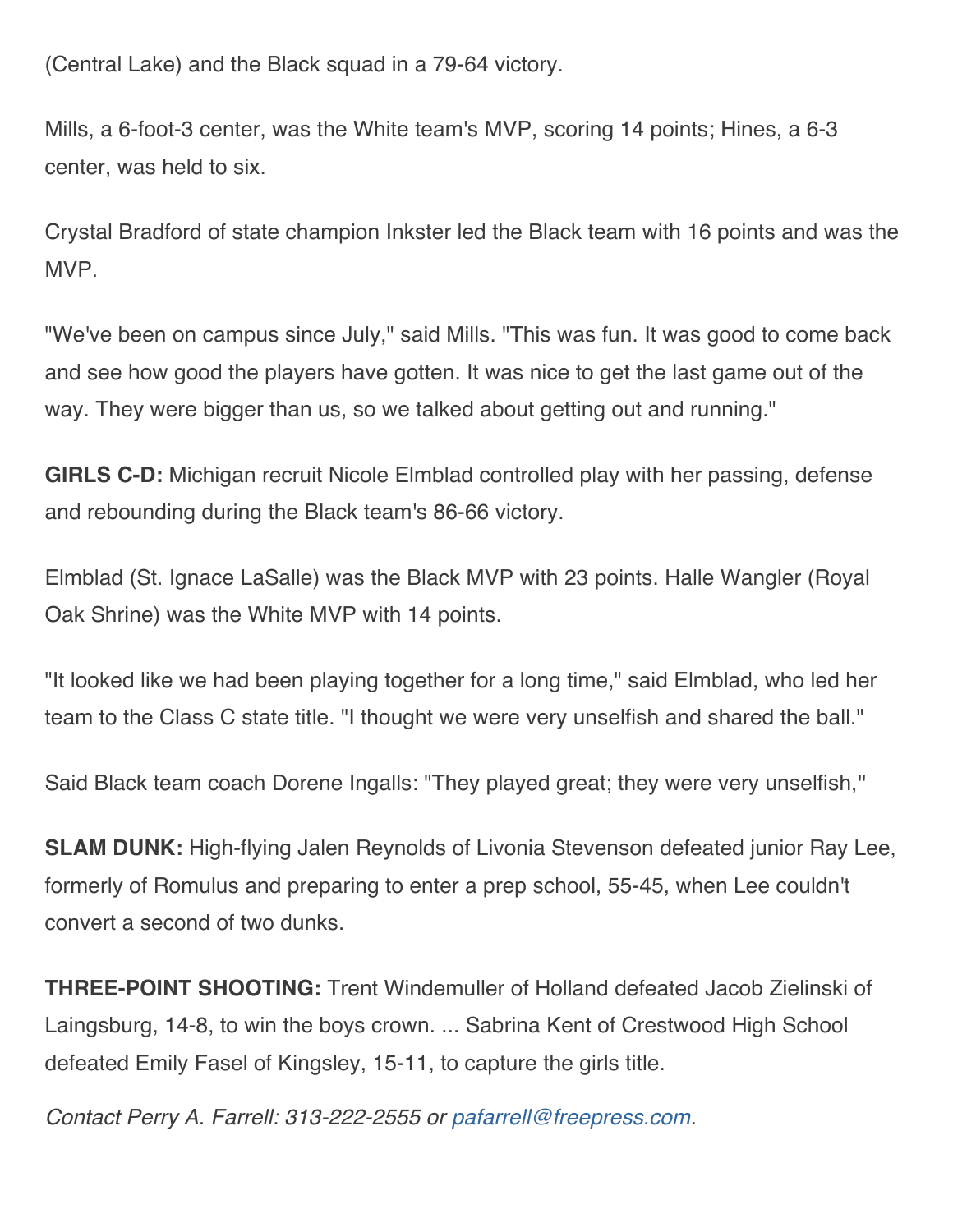(Central Lake) and the Black squad in a 79-64 victory.

Mills, a 6-foot-3 center, was the White team's MVP, scoring 14 points; Hines, a 6-3 center, was held to six.

Crystal Bradford of state champion Inkster led the Black team with 16 points and was the MVP.

"We've been on campus since July," said Mills. "This was fun. It was good to come back and see how good the players have gotten. It was nice to get the last game out of the way. They were bigger than us, so we talked about getting out and running."

**GIRLS C-D:** Michigan recruit Nicole Elmblad controlled play with her passing, defense and rebounding during the Black team's 86-66 victory.

Elmblad (St. Ignace LaSalle) was the Black MVP with 23 points. Halle Wangler (Royal Oak Shrine) was the White MVP with 14 points.

"It looked like we had been playing together for a long time," said Elmblad, who led her team to the Class C state title. "I thought we were very unselfish and shared the ball."

Said Black team coach Dorene Ingalls: "They played great; they were very unselfish,"

**SLAM DUNK:** High-flying Jalen Reynolds of Livonia Stevenson defeated junior Ray Lee, formerly of Romulus and preparing to enter a prep school, 55-45, when Lee couldn't convert a second of two dunks.

**THREE-POINT SHOOTING:** Trent Windemuller of Holland defeated Jacob Zielinski of Laingsburg, 14-8, to win the boys crown. ... Sabrina Kent of Crestwood High School defeated Emily Fasel of Kingsley, 15-11, to capture the girls title.

*Contact Perry A. Farrell: 313-222-2555 or pafarrell@freepress.com.*